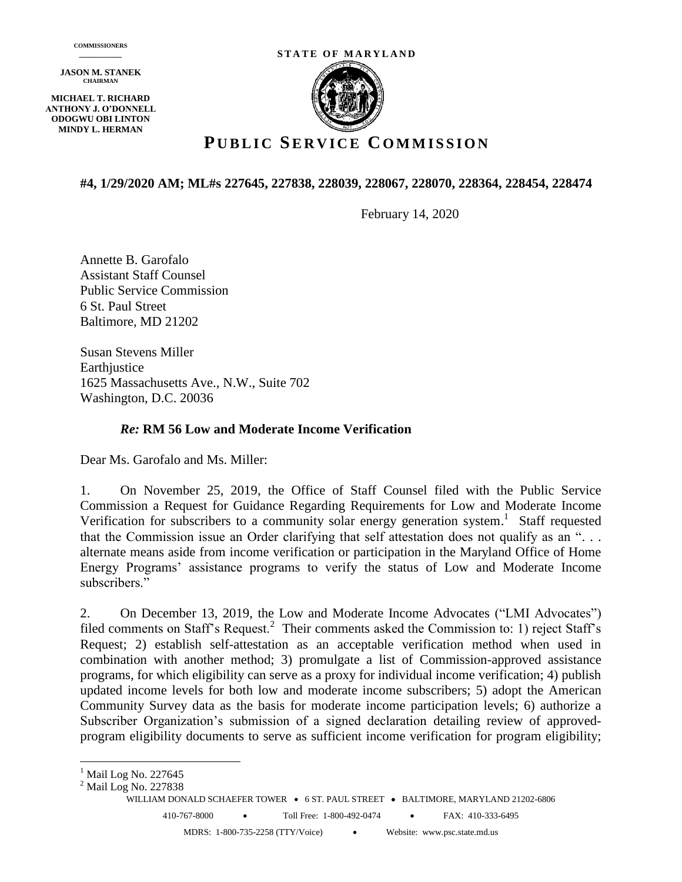COMMISSIONERS

**JASON M. STANEK**
CHAIRMAN

**MICHAEL T. RICHARD**
**ANTHONY J. O'DONNELL**
**ODOGWU OBI LINTON**
**MINDY L. HERMAN**

**STATE OF MARYLAND**

# PUBLIC SERVICE COMMISSION

**#4, 1/29/2020 AM; ML#s 227645, 227838, 228039, 228067, 228070, 228364, 228454, 228474**

February 14, 2020

Annette B. Garofalo
Assistant Staff Counsel
Public Service Commission
6 St. Paul Street
Baltimore, MD 21202

Susan Stevens Miller
Earthjustice
1625 Massachusetts Ave., N.W., Suite 702
Washington, D.C. 20036

***Re:* RM 56 Low and Moderate Income Verification**

Dear Ms. Garofalo and Ms. Miller:

1. On November 25, 2019, the Office of Staff Counsel filed with the Public Service Commission a Request for Guidance Regarding Requirements for Low and Moderate Income Verification for subscribers to a community solar energy generation system.[1] Staff requested that the Commission issue an Order clarifying that self attestation does not qualify as an ". . . alternate means aside from income verification or participation in the Maryland Office of Home Energy Programs' assistance programs to verify the status of Low and Moderate Income subscribers."

2. On December 13, 2019, the Low and Moderate Income Advocates ("LMI Advocates") filed comments on Staff's Request.[2] Their comments asked the Commission to: 1) reject Staff's Request; 2) establish self-attestation as an acceptable verification method when used in combination with another method; 3) promulgate a list of Commission-approved assistance programs, for which eligibility can serve as a proxy for individual income verification; 4) publish updated income levels for both low and moderate income subscribers; 5) adopt the American Community Survey data as the basis for moderate income participation levels; 6) authorize a Subscriber Organization's submission of a signed declaration detailing review of approved-program eligibility documents to serve as sufficient income verification for program eligibility;

[1] Mail Log No. 227645
[2] Mail Log No. 227838

WILLIAM DONALD SCHAEFER TOWER • 6 ST. PAUL STREET • BALTIMORE, MARYLAND 21202-6806

410-767-8000 • Toll Free: 1-800-492-0474 • FAX: 410-333-6495

MDRS: 1-800-735-2258 (TTY/Voice) • Website: www.psc.state.md.us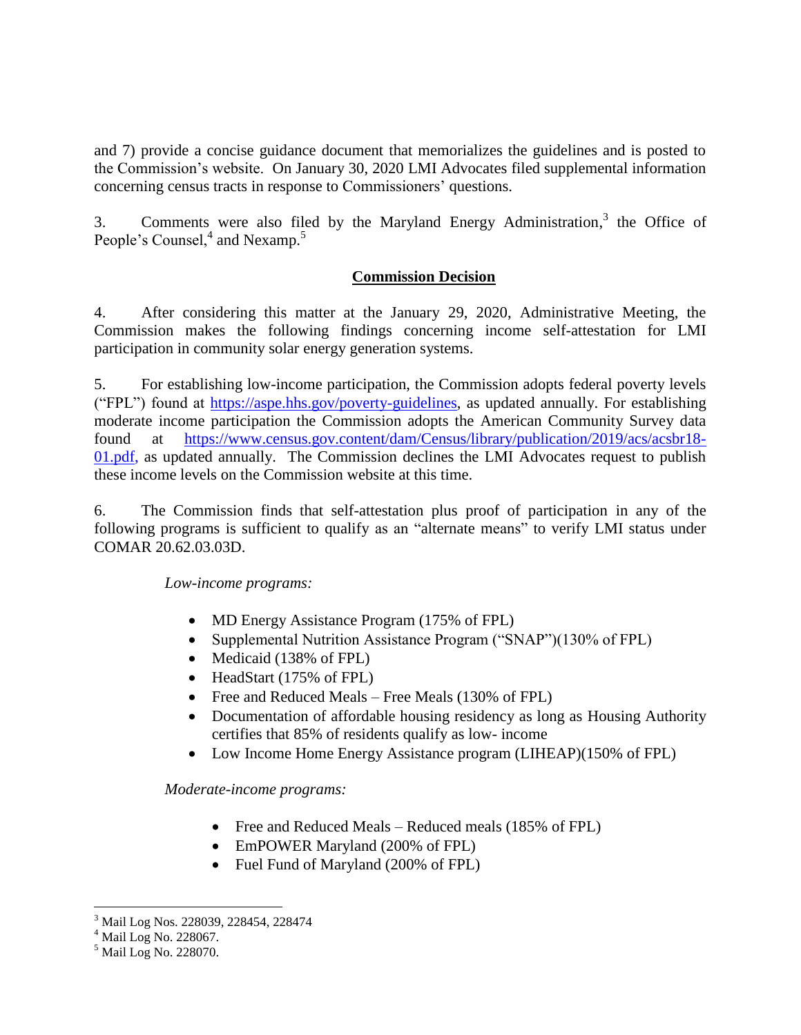and 7) provide a concise guidance document that memorializes the guidelines and is posted to the Commission's website. On January 30, 2020 LMI Advocates filed supplemental information concerning census tracts in response to Commissioners' questions.

3. Comments were also filed by the Maryland Energy Administration,[3] the Office of People's Counsel,[4] and Nexamp.[5]

## Commission Decision

4. After considering this matter at the January 29, 2020, Administrative Meeting, the Commission makes the following findings concerning income self-attestation for LMI participation in community solar energy generation systems.

5. For establishing low-income participation, the Commission adopts federal poverty levels ("FPL") found at https://aspe.hhs.gov/poverty-guidelines, as updated annually. For establishing moderate income participation the Commission adopts the American Community Survey data found at https://www.census.gov.content/dam/Census/library/publication/2019/acs/acsbr18-01.pdf, as updated annually. The Commission declines the LMI Advocates request to publish these income levels on the Commission website at this time.

6. The Commission finds that self-attestation plus proof of participation in any of the following programs is sufficient to qualify as an "alternate means" to verify LMI status under COMAR 20.62.03.03D.

*Low-income programs:*

- MD Energy Assistance Program (175% of FPL)
- Supplemental Nutrition Assistance Program ("SNAP")(130% of FPL)
- Medicaid (138% of FPL)
- HeadStart (175% of FPL)
- Free and Reduced Meals – Free Meals (130% of FPL)
- Documentation of affordable housing residency as long as Housing Authority certifies that 85% of residents qualify as low- income
- Low Income Home Energy Assistance program (LIHEAP)(150% of FPL)

*Moderate-income programs:*

- Free and Reduced Meals – Reduced meals (185% of FPL)
- EmPOWER Maryland (200% of FPL)
- Fuel Fund of Maryland (200% of FPL)

---

[3] Mail Log Nos. 228039, 228454, 228474

[4] Mail Log No. 228067.

[5] Mail Log No. 228070.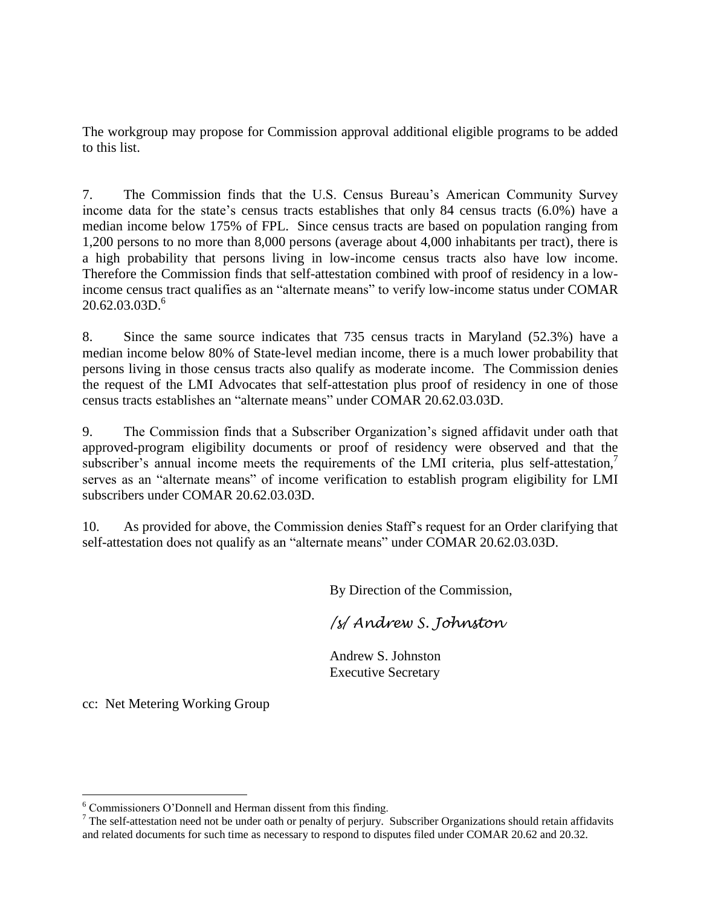The workgroup may propose for Commission approval additional eligible programs to be added to this list.

7. The Commission finds that the U.S. Census Bureau's American Community Survey income data for the state's census tracts establishes that only 84 census tracts (6.0%) have a median income below 175% of FPL. Since census tracts are based on population ranging from 1,200 persons to no more than 8,000 persons (average about 4,000 inhabitants per tract), there is a high probability that persons living in low-income census tracts also have low income. Therefore the Commission finds that self-attestation combined with proof of residency in a low-income census tract qualifies as an "alternate means" to verify low-income status under COMAR 20.62.03.03D.[6]

8. Since the same source indicates that 735 census tracts in Maryland (52.3%) have a median income below 80% of State-level median income, there is a much lower probability that persons living in those census tracts also qualify as moderate income. The Commission denies the request of the LMI Advocates that self-attestation plus proof of residency in one of those census tracts establishes an "alternate means" under COMAR 20.62.03.03D.

9. The Commission finds that a Subscriber Organization's signed affidavit under oath that approved-program eligibility documents or proof of residency were observed and that the subscriber's annual income meets the requirements of the LMI criteria, plus self-attestation,[7] serves as an "alternate means" of income verification to establish program eligibility for LMI subscribers under COMAR 20.62.03.03D.

10. As provided for above, the Commission denies Staff's request for an Order clarifying that self-attestation does not qualify as an "alternate means" under COMAR 20.62.03.03D.

By Direction of the Commission,

*/s/ Andrew S. Johnston*

Andrew S. Johnston
Executive Secretary

cc: Net Metering Working Group

---

[6] Commissioners O'Donnell and Herman dissent from this finding.

[7] The self-attestation need not be under oath or penalty of perjury. Subscriber Organizations should retain affidavits and related documents for such time as necessary to respond to disputes filed under COMAR 20.62 and 20.32.